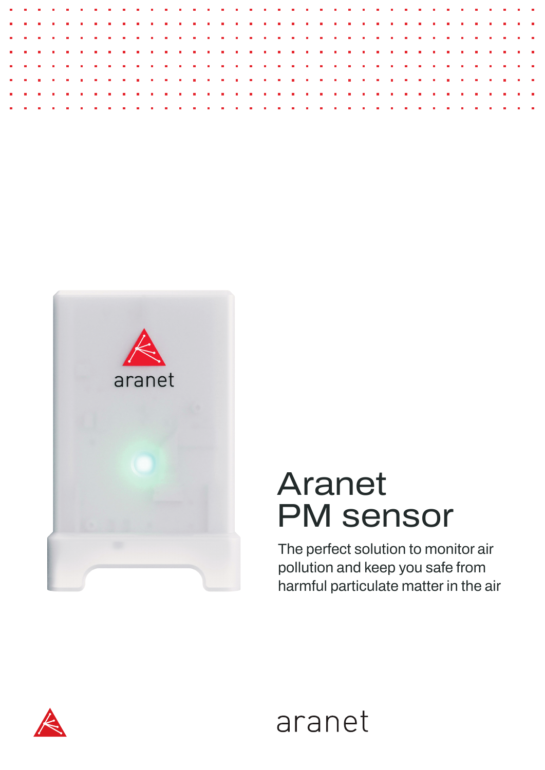# Aranet PM sensor

The perfect solution to monitor air pollution and keep you safe from harmful particulate matter in the air

aranet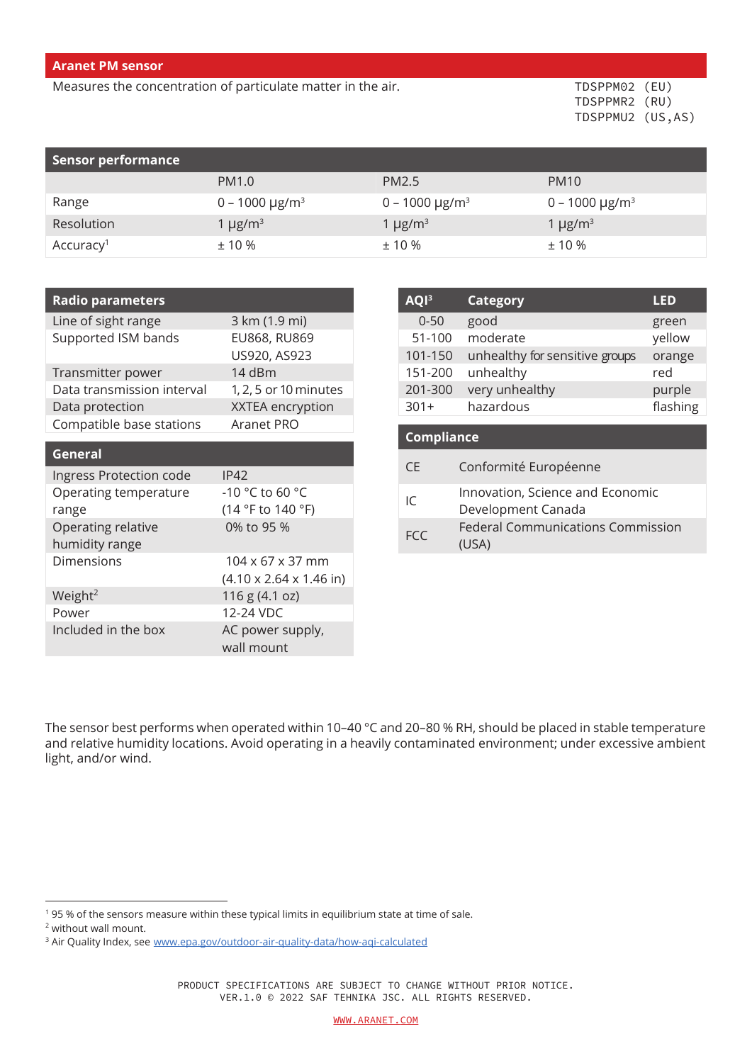## Aranet PM sensor

Measures the concentration of particulate matter in the air.

TDSPPM02 (EU)
TDSPPMR2 (RU)
TDSPPMU2 (US,AS)

### Sensor performance

| | PM1.0 | PM2.5 | PM10 |
|---|---|---|---|
| Range | 0 – 1000 µg/m³ | 0 – 1000 µg/m³ | 0 – 1000 µg/m³ |
| Resolution | 1 µg/m³ | 1 µg/m³ | 1 µg/m³ |
| Accuracy[1] | ± 10 % | ± 10 % | ± 10 % |

### Radio parameters

| | |
|---|---|
| Line of sight range | 3 km (1.9 mi) |
| Supported ISM bands | EU868, RU869 US920, AS923 |
| Transmitter power | 14 dBm |
| Data transmission interval | 1, 2, 5 or 10 minutes |
| Data protection | XXTEA encryption |
| Compatible base stations | Aranet PRO |

### General

| | |
|---|---|
| Ingress Protection code | IP42 |
| Operating temperature range | -10 °C to 60 °C (14 °F to 140 °F) |
| Operating relative humidity range | 0% to 95 % |
| Dimensions | 104 x 67 x 37 mm (4.10 x 2.64 x 1.46 in) |
| Weight[2] | 116 g (4.1 oz) |
| Power | 12-24 VDC |
| Included in the box | AC power supply, wall mount |

| AQI[3] | Category | LED |
|---|---|---|
| 0-50 | good | green |
| 51-100 | moderate | yellow |
| 101-150 | unhealthy for sensitive groups | orange |
| 151-200 | unhealthy | red |
| 201-300 | very unhealthy | purple |
| 301+ | hazardous | flashing |

### Compliance

| | |
|---|---|
| CE | Conformité Européenne |
| IC | Innovation, Science and Economic Development Canada |
| FCC | Federal Communications Commission (USA) |

The sensor best performs when operated within 10–40 °C and 20–80 % RH, should be placed in stable temperature and relative humidity locations. Avoid operating in a heavily contaminated environment; under excessive ambient light, and/or wind.

[1] 95 % of the sensors measure within these typical limits in equilibrium state at time of sale.
[2] without wall mount.
[3] Air Quality Index, see www.epa.gov/outdoor-air-quality-data/how-aqi-calculated

PRODUCT SPECIFICATIONS ARE SUBJECT TO CHANGE WITHOUT PRIOR NOTICE.
VER.1.0 © 2022 SAF TEHNIKA JSC. ALL RIGHTS RESERVED.

WWW.ARANET.COM